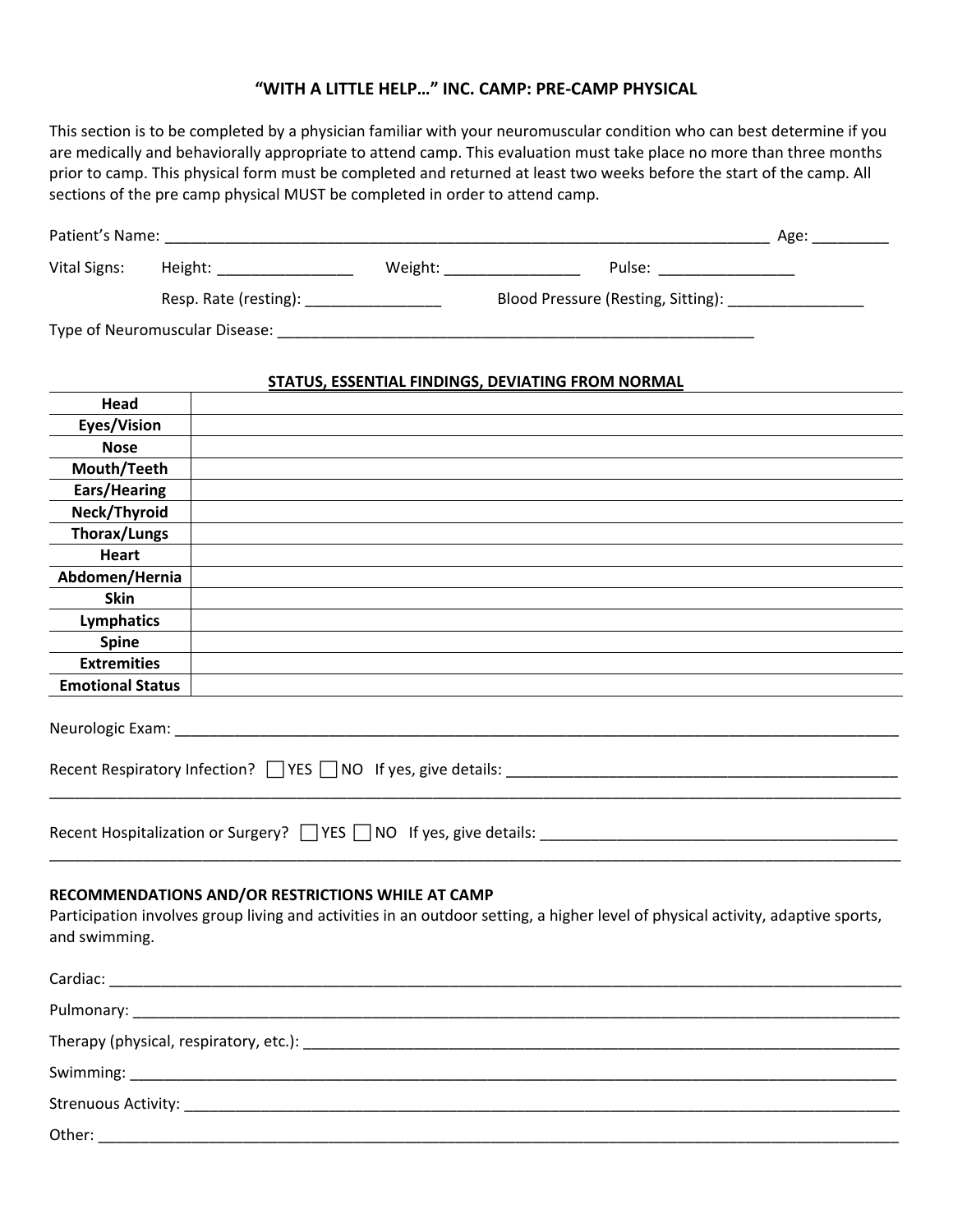# "WITH A LITTLE HELP…" INC. CAMP: PRE-CAMP PHYSICAL

This section is to be completed by a physician familiar with your neuromuscular condition who can best determine if you are medically and behaviorally appropriate to attend camp. This evaluation must take place no more than three months prior to camp. This physical form must be completed and returned at least two weeks before the start of the camp. All sections of the pre camp physical MUST be completed in order to attend camp.

Patient's Name: ___________________________________________ Age: _________

Vital Signs: Height: ________________ Weight: ________________ Pulse: ________________

Resp. Rate (resting): ________________ Blood Pressure (Resting, Sitting): ________________

Type of Neuromuscular Disease: ___________________________________________

**STATUS, ESSENTIAL FINDINGS, DEVIATING FROM NORMAL**

| | |
|---|---|
| **Head** | |
| **Eyes/Vision** | |
| **Nose** | |
| **Mouth/Teeth** | |
| **Ears/Hearing** | |
| **Neck/Thyroid** | |
| **Thorax/Lungs** | |
| **Heart** | |
| **Abdomen/Hernia** | |
| **Skin** | |
| **Lymphatics** | |
| **Spine** | |
| **Extremities** | |
| **Emotional Status** | |

Neurologic Exam: ___________________________________________

Recent Respiratory Infection? ☐ YES ☐ NO If yes, give details: ___________________________________________

___________________________________________

Recent Hospitalization or Surgery? ☐ YES ☐ NO If yes, give details: ___________________________________________

___________________________________________

**RECOMMENDATIONS AND/OR RESTRICTIONS WHILE AT CAMP**

Participation involves group living and activities in an outdoor setting, a higher level of physical activity, adaptive sports, and swimming.

Cardiac: ___________________________________________

Pulmonary: ___________________________________________

Therapy (physical, respiratory, etc.): ___________________________________________

Swimming: ___________________________________________

Strenuous Activity: ___________________________________________

Other: ___________________________________________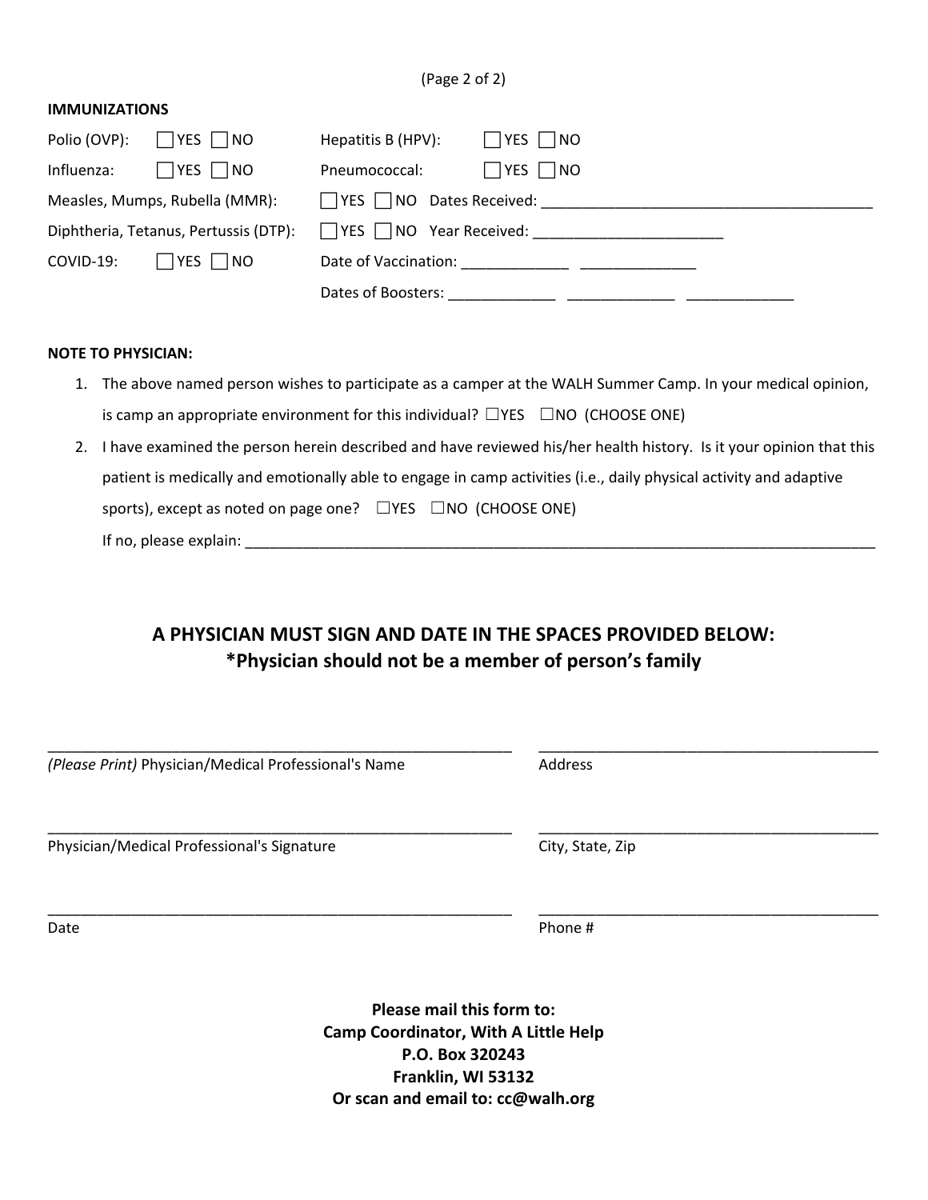**IMMUNIZATIONS**

Polio (OVP): ☐ YES ☐ NO    Hepatitis B (HPV): ☐ YES ☐ NO

Influenza: ☐ YES ☐ NO    Pneumococcal: ☐ YES ☐ NO

Measles, Mumps, Rubella (MMR): ☐ YES ☐ NO Dates Received: ________________________________________

Diphtheria, Tetanus, Pertussis (DTP): ☐ YES ☐ NO Year Received: _______________________

COVID-19: ☐ YES ☐ NO    Date of Vaccination: _____________ ______________

Dates of Boosters: _____________ _____________ _____________

**NOTE TO PHYSICIAN:**

1. The above named person wishes to participate as a camper at the WALH Summer Camp. In your medical opinion, is camp an appropriate environment for this individual? ☐YES ☐NO (CHOOSE ONE)
2. I have examined the person herein described and have reviewed his/her health history. Is it your opinion that this patient is medically and emotionally able to engage in camp activities (i.e., daily physical activity and adaptive sports), except as noted on page one? ☐YES ☐NO (CHOOSE ONE)

   If no, please explain: ________________________________________________________________________________

## A PHYSICIAN MUST SIGN AND DATE IN THE SPACES PROVIDED BELOW:
## *Physician should not be a member of person's family

___________________________________________________________
*(Please Print)* Physician/Medical Professional's Name

___________________________________________
Address

___________________________________________________________
Physician/Medical Professional's Signature

___________________________________________
City, State, Zip

___________________________________________________________
Date

___________________________________________
Phone #

**Please mail this form to:**
**Camp Coordinator, With A Little Help**
**P.O. Box 320243**
**Franklin, WI 53132**
**Or scan and email to: cc@walh.org**